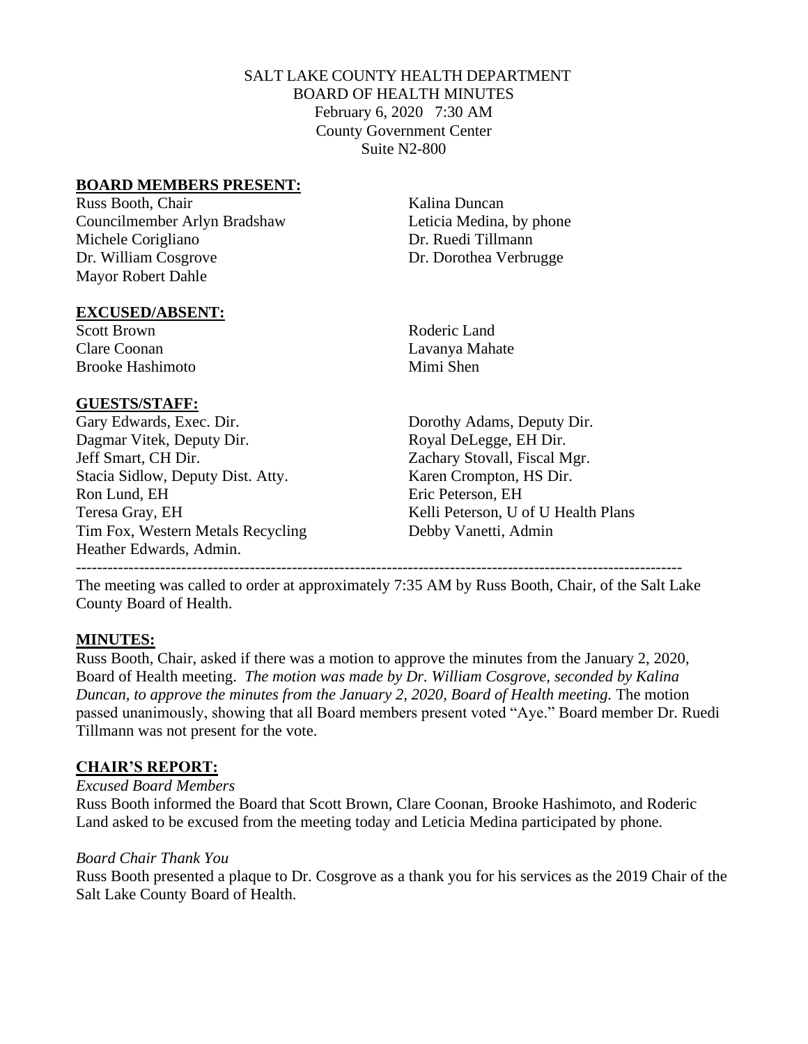SALT LAKE COUNTY HEALTH DEPARTMENT
BOARD OF HEALTH MINUTES
February 6, 2020 7:30 AM
County Government Center
Suite N2-800

**BOARD MEMBERS PRESENT:**

Russ Booth, Chair
Councilmember Arlyn Bradshaw
Michele Corigliano
Dr. William Cosgrove
Mayor Robert Dahle
Kalina Duncan
Leticia Medina, by phone
Dr. Ruedi Tillmann
Dr. Dorothea Verbrugge

**EXCUSED/ABSENT:**

Scott Brown
Clare Coonan
Brooke Hashimoto
Roderic Land
Lavanya Mahate
Mimi Shen

**GUESTS/STAFF:**

Gary Edwards, Exec. Dir.
Dagmar Vitek, Deputy Dir.
Jeff Smart, CH Dir.
Stacia Sidlow, Deputy Dist. Atty.
Ron Lund, EH
Teresa Gray, EH
Tim Fox, Western Metals Recycling
Heather Edwards, Admin.
Dorothy Adams, Deputy Dir.
Royal DeLegge, EH Dir.
Zachary Stovall, Fiscal Mgr.
Karen Crompton, HS Dir.
Eric Peterson, EH
Kelli Peterson, U of U Health Plans
Debby Vanetti, Admin

---

The meeting was called to order at approximately 7:35 AM by Russ Booth, Chair, of the Salt Lake County Board of Health.

**MINUTES:**

Russ Booth, Chair, asked if there was a motion to approve the minutes from the January 2, 2020, Board of Health meeting. *The motion was made by Dr. William Cosgrove, seconded by Kalina Duncan, to approve the minutes from the January 2, 2020, Board of Health meeting.* The motion passed unanimously, showing that all Board members present voted "Aye." Board member Dr. Ruedi Tillmann was not present for the vote.

**CHAIR'S REPORT:**

*Excused Board Members*

Russ Booth informed the Board that Scott Brown, Clare Coonan, Brooke Hashimoto, and Roderic Land asked to be excused from the meeting today and Leticia Medina participated by phone.

*Board Chair Thank You*

Russ Booth presented a plaque to Dr. Cosgrove as a thank you for his services as the 2019 Chair of the Salt Lake County Board of Health.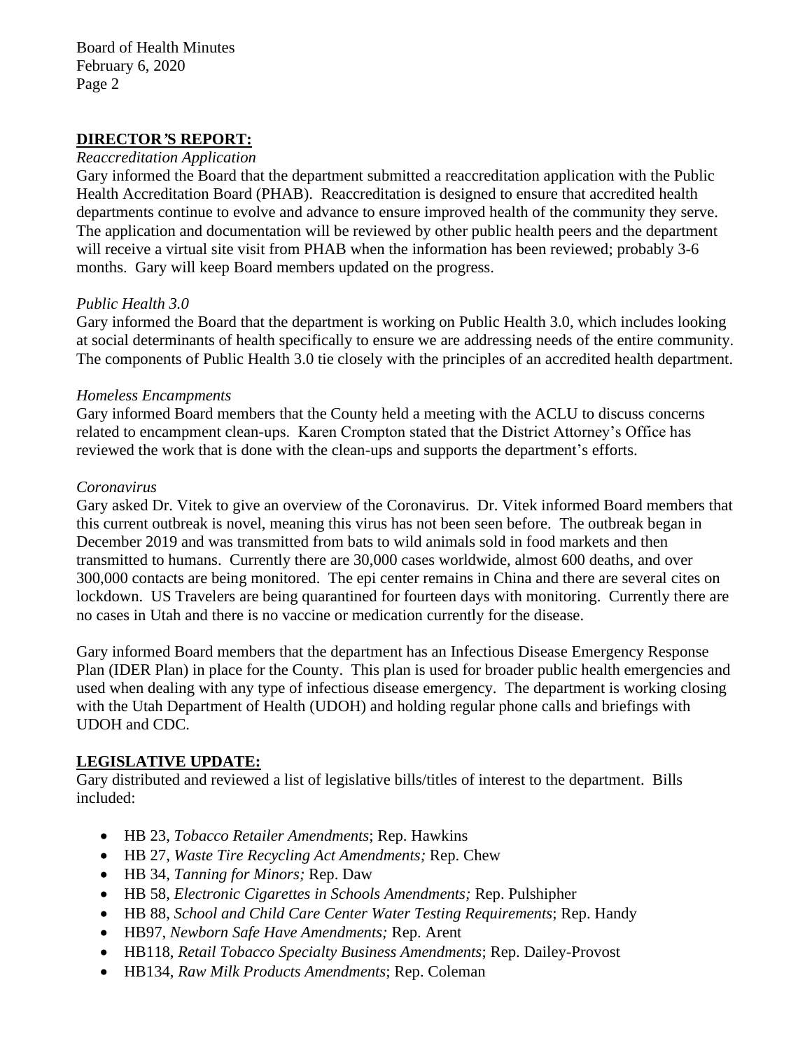## DIRECTOR'S REPORT:

*Reaccreditation Application*

Gary informed the Board that the department submitted a reaccreditation application with the Public Health Accreditation Board (PHAB). Reaccreditation is designed to ensure that accredited health departments continue to evolve and advance to ensure improved health of the community they serve. The application and documentation will be reviewed by other public health peers and the department will receive a virtual site visit from PHAB when the information has been reviewed; probably 3-6 months. Gary will keep Board members updated on the progress.

*Public Health 3.0*

Gary informed the Board that the department is working on Public Health 3.0, which includes looking at social determinants of health specifically to ensure we are addressing needs of the entire community. The components of Public Health 3.0 tie closely with the principles of an accredited health department.

*Homeless Encampments*

Gary informed Board members that the County held a meeting with the ACLU to discuss concerns related to encampment clean-ups. Karen Crompton stated that the District Attorney's Office has reviewed the work that is done with the clean-ups and supports the department's efforts.

*Coronavirus*

Gary asked Dr. Vitek to give an overview of the Coronavirus. Dr. Vitek informed Board members that this current outbreak is novel, meaning this virus has not been seen before. The outbreak began in December 2019 and was transmitted from bats to wild animals sold in food markets and then transmitted to humans. Currently there are 30,000 cases worldwide, almost 600 deaths, and over 300,000 contacts are being monitored. The epi center remains in China and there are several cites on lockdown. US Travelers are being quarantined for fourteen days with monitoring. Currently there are no cases in Utah and there is no vaccine or medication currently for the disease.

Gary informed Board members that the department has an Infectious Disease Emergency Response Plan (IDER Plan) in place for the County. This plan is used for broader public health emergencies and used when dealing with any type of infectious disease emergency. The department is working closing with the Utah Department of Health (UDOH) and holding regular phone calls and briefings with UDOH and CDC.

## LEGISLATIVE UPDATE:

Gary distributed and reviewed a list of legislative bills/titles of interest to the department. Bills included:

- HB 23, *Tobacco Retailer Amendments*; Rep. Hawkins
- HB 27, *Waste Tire Recycling Act Amendments;* Rep. Chew
- HB 34, *Tanning for Minors;* Rep. Daw
- HB 58, *Electronic Cigarettes in Schools Amendments;* Rep. Pulshipher
- HB 88, *School and Child Care Center Water Testing Requirements*; Rep. Handy
- HB97, *Newborn Safe Have Amendments;* Rep. Arent
- HB118, *Retail Tobacco Specialty Business Amendments*; Rep. Dailey-Provost
- HB134, *Raw Milk Products Amendments*; Rep. Coleman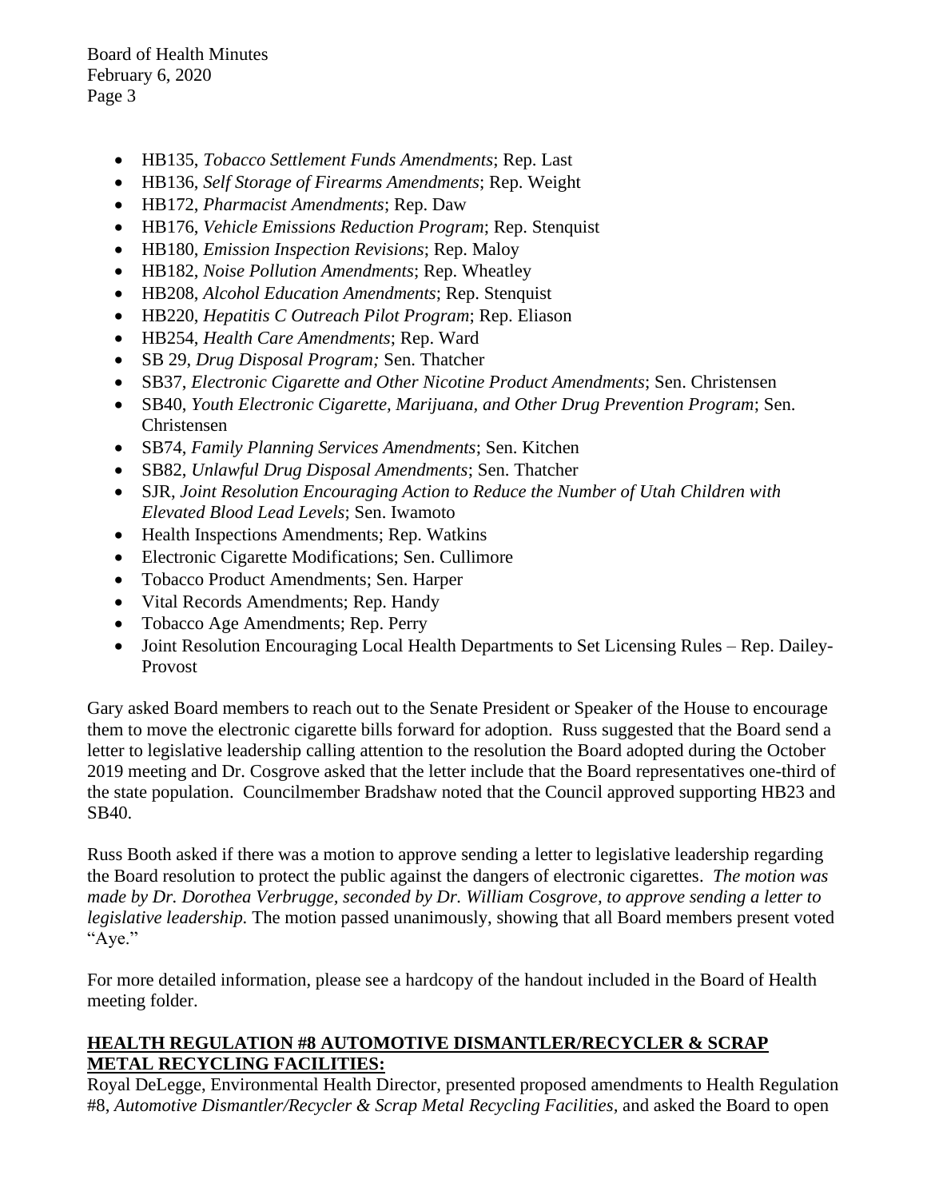- HB135, *Tobacco Settlement Funds Amendments*; Rep. Last
- HB136, *Self Storage of Firearms Amendments*; Rep. Weight
- HB172, *Pharmacist Amendments*; Rep. Daw
- HB176, *Vehicle Emissions Reduction Program*; Rep. Stenquist
- HB180, *Emission Inspection Revisions*; Rep. Maloy
- HB182, *Noise Pollution Amendments*; Rep. Wheatley
- HB208, *Alcohol Education Amendments*; Rep. Stenquist
- HB220, *Hepatitis C Outreach Pilot Program*; Rep. Eliason
- HB254, *Health Care Amendments*; Rep. Ward
- SB 29, *Drug Disposal Program;* Sen. Thatcher
- SB37, *Electronic Cigarette and Other Nicotine Product Amendments*; Sen. Christensen
- SB40, *Youth Electronic Cigarette, Marijuana, and Other Drug Prevention Program*; Sen. Christensen
- SB74, *Family Planning Services Amendments*; Sen. Kitchen
- SB82, *Unlawful Drug Disposal Amendments*; Sen. Thatcher
- SJR, *Joint Resolution Encouraging Action to Reduce the Number of Utah Children with Elevated Blood Lead Levels*; Sen. Iwamoto
- Health Inspections Amendments; Rep. Watkins
- Electronic Cigarette Modifications; Sen. Cullimore
- Tobacco Product Amendments; Sen. Harper
- Vital Records Amendments; Rep. Handy
- Tobacco Age Amendments; Rep. Perry
- Joint Resolution Encouraging Local Health Departments to Set Licensing Rules – Rep. Dailey-Provost

Gary asked Board members to reach out to the Senate President or Speaker of the House to encourage them to move the electronic cigarette bills forward for adoption. Russ suggested that the Board send a letter to legislative leadership calling attention to the resolution the Board adopted during the October 2019 meeting and Dr. Cosgrove asked that the letter include that the Board representatives one-third of the state population. Councilmember Bradshaw noted that the Council approved supporting HB23 and SB40.

Russ Booth asked if there was a motion to approve sending a letter to legislative leadership regarding the Board resolution to protect the public against the dangers of electronic cigarettes. *The motion was made by Dr. Dorothea Verbrugge, seconded by Dr. William Cosgrove, to approve sending a letter to legislative leadership.* The motion passed unanimously, showing that all Board members present voted "Aye."

For more detailed information, please see a hardcopy of the handout included in the Board of Health meeting folder.

**HEALTH REGULATION #8 AUTOMOTIVE DISMANTLER/RECYCLER & SCRAP METAL RECYCLING FACILITIES:**

Royal DeLegge, Environmental Health Director, presented proposed amendments to Health Regulation #8, *Automotive Dismantler/Recycler & Scrap Metal Recycling Facilities,* and asked the Board to open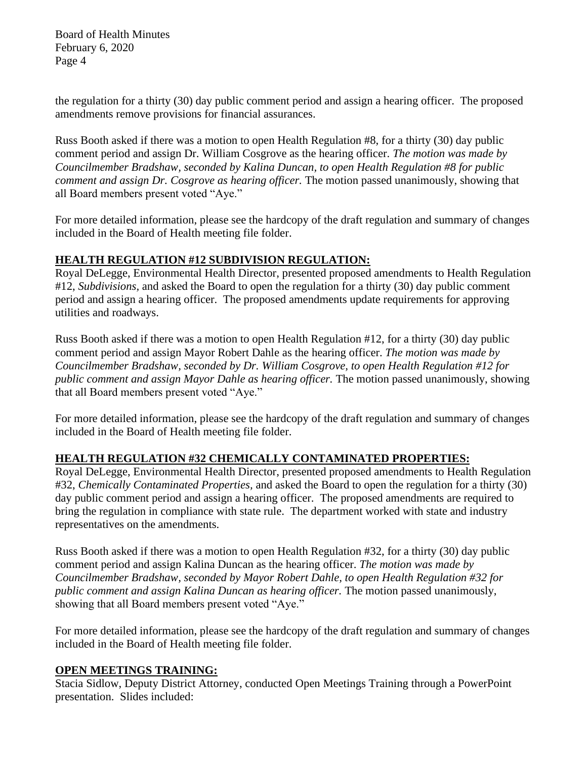the regulation for a thirty (30) day public comment period and assign a hearing officer. The proposed amendments remove provisions for financial assurances.

Russ Booth asked if there was a motion to open Health Regulation #8, for a thirty (30) day public comment period and assign Dr. William Cosgrove as the hearing officer. *The motion was made by Councilmember Bradshaw, seconded by Kalina Duncan, to open Health Regulation #8 for public comment and assign Dr. Cosgrove as hearing officer.* The motion passed unanimously, showing that all Board members present voted "Aye."

For more detailed information, please see the hardcopy of the draft regulation and summary of changes included in the Board of Health meeting file folder.

## HEALTH REGULATION #12 SUBDIVISION REGULATION:

Royal DeLegge, Environmental Health Director, presented proposed amendments to Health Regulation #12, *Subdivisions*, and asked the Board to open the regulation for a thirty (30) day public comment period and assign a hearing officer. The proposed amendments update requirements for approving utilities and roadways.

Russ Booth asked if there was a motion to open Health Regulation #12, for a thirty (30) day public comment period and assign Mayor Robert Dahle as the hearing officer. *The motion was made by Councilmember Bradshaw, seconded by Dr. William Cosgrove, to open Health Regulation #12 for public comment and assign Mayor Dahle as hearing officer.* The motion passed unanimously, showing that all Board members present voted "Aye."

For more detailed information, please see the hardcopy of the draft regulation and summary of changes included in the Board of Health meeting file folder.

## HEALTH REGULATION #32 CHEMICALLY CONTAMINATED PROPERTIES:

Royal DeLegge, Environmental Health Director, presented proposed amendments to Health Regulation #32, *Chemically Contaminated Properties*, and asked the Board to open the regulation for a thirty (30) day public comment period and assign a hearing officer. The proposed amendments are required to bring the regulation in compliance with state rule. The department worked with state and industry representatives on the amendments.

Russ Booth asked if there was a motion to open Health Regulation #32, for a thirty (30) day public comment period and assign Kalina Duncan as the hearing officer. *The motion was made by Councilmember Bradshaw, seconded by Mayor Robert Dahle, to open Health Regulation #32 for public comment and assign Kalina Duncan as hearing officer.* The motion passed unanimously, showing that all Board members present voted "Aye."

For more detailed information, please see the hardcopy of the draft regulation and summary of changes included in the Board of Health meeting file folder.

## OPEN MEETINGS TRAINING:

Stacia Sidlow, Deputy District Attorney, conducted Open Meetings Training through a PowerPoint presentation. Slides included: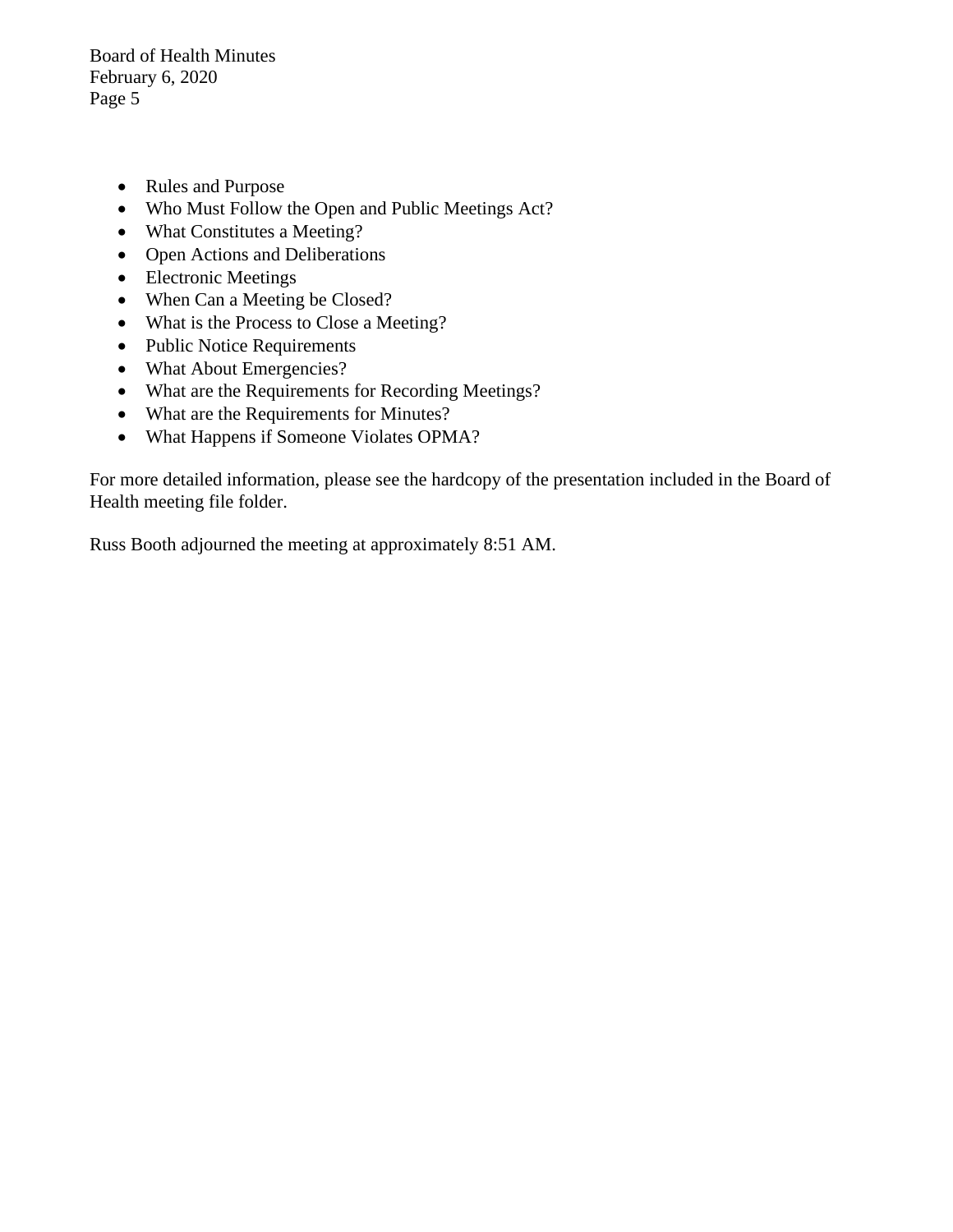- Rules and Purpose
- Who Must Follow the Open and Public Meetings Act?
- What Constitutes a Meeting?
- Open Actions and Deliberations
- Electronic Meetings
- When Can a Meeting be Closed?
- What is the Process to Close a Meeting?
- Public Notice Requirements
- What About Emergencies?
- What are the Requirements for Recording Meetings?
- What are the Requirements for Minutes?
- What Happens if Someone Violates OPMA?

For more detailed information, please see the hardcopy of the presentation included in the Board of Health meeting file folder.

Russ Booth adjourned the meeting at approximately 8:51 AM.